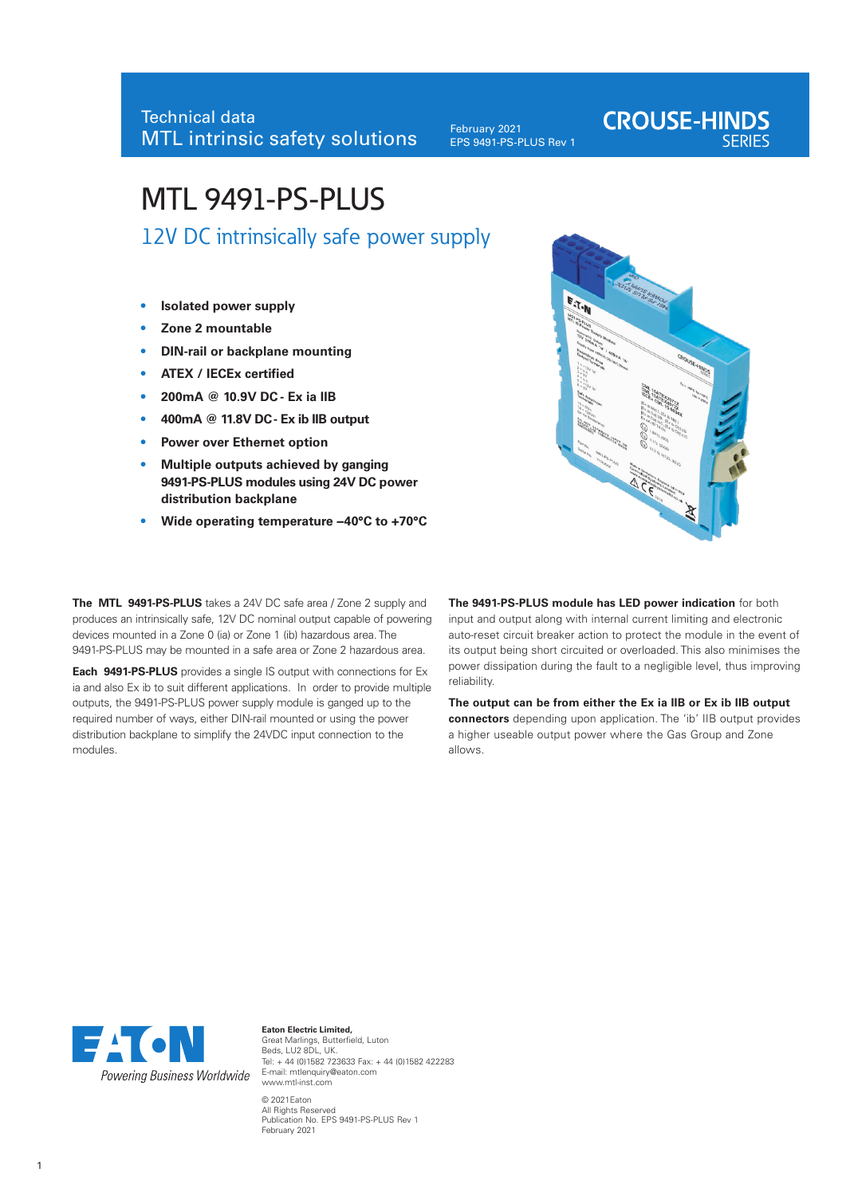Technical data
MTL intrinsic safety solutions

February 2021
EPS 9491-PS-PLUS Rev 1

CROUSE-HINDS SERIES

# MTL 9491-PS-PLUS

## 12V DC intrinsically safe power supply

- **Isolated power supply**
- **Zone 2 mountable**
- **DIN-rail or backplane mounting**
- **ATEX / IECEx certified**
- **200mA @ 10.9V DC - Ex ia IIB**
- **400mA @ 11.8V DC - Ex ib IIB output**
- **Power over Ethernet option**
- **Multiple outputs achieved by ganging 9491-PS-PLUS modules using 24V DC power distribution backplane**
- **Wide operating temperature –40°C to +70°C**

**The MTL 9491-PS-PLUS** takes a 24V DC safe area / Zone 2 supply and produces an intrinsically safe, 12V DC nominal output capable of powering devices mounted in a Zone 0 (ia) or Zone 1 (ib) hazardous area. The 9491-PS-PLUS may be mounted in a safe area or Zone 2 hazardous area.

**Each 9491-PS-PLUS** provides a single IS output with connections for Ex ia and also Ex ib to suit different applications. In order to provide multiple outputs, the 9491-PS-PLUS power supply module is ganged up to the required number of ways, either DIN-rail mounted or using the power distribution backplane to simplify the 24VDC input connection to the modules.

**The 9491-PS-PLUS module has LED power indication** for both input and output along with internal current limiting and electronic auto-reset circuit breaker action to protect the module in the event of its output being short circuited or overloaded. This also minimises the power dissipation during the fault to a negligible level, thus improving reliability.

**The output can be from either the Ex ia IIB or Ex ib IIB output connectors** depending upon application. The 'ib' IIB output provides a higher useable output power where the Gas Group and Zone allows.

EATON
*Powering Business Worldwide*

**Eaton Electric Limited,**
Great Marlings, Butterfield, Luton
Beds, LU2 8DL, UK.
Tel: + 44 (0)1582 723633 Fax: + 44 (0)1582 422283
E-mail: mtlenquiry@eaton.com
www.mtl-inst.com

© 2021Eaton
All Rights Reserved
Publication No. EPS 9491-PS-PLUS Rev 1
February 2021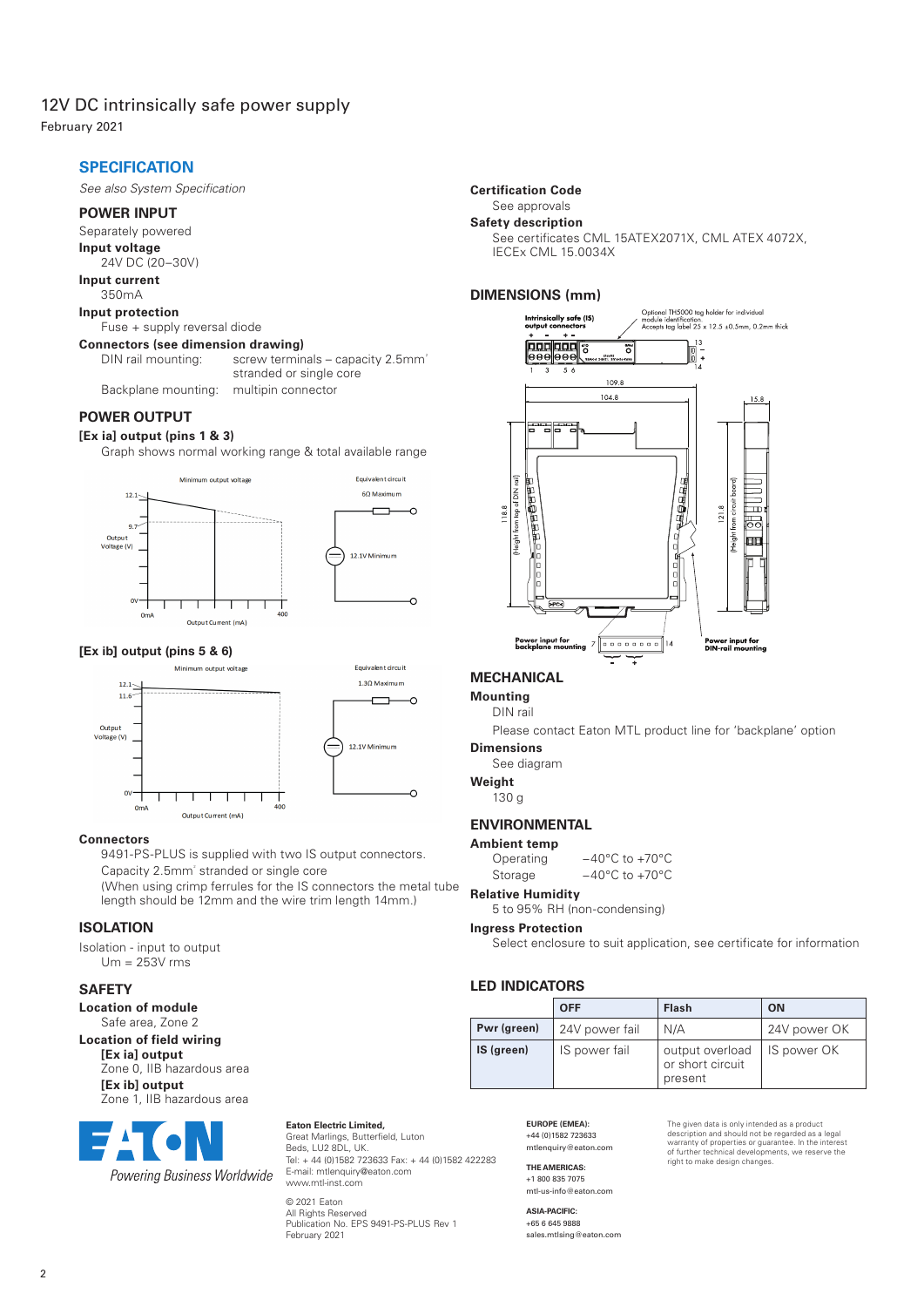12V DC intrinsically safe power supply

February 2021

## SPECIFICATION

*See also System Specification*

### POWER INPUT

Separately powered

**Input voltage**

24V DC (20–30V)

**Input current**

350mA

**Input protection**

Fuse + supply reversal diode

**Connectors (see dimension drawing)**

DIN rail mounting: screw terminals – capacity 2.5mm² stranded or single core

Backplane mounting: multipin connector

### POWER OUTPUT

**[Ex ia] output (pins 1 & 3)**

Graph shows normal working range & total available range

Minimum output voltage

12.1

9.7

Output Voltage (V)

0V

0mA

400

Output Current (mA)

Equivalent circuit

6Ω Maximum

12.1V Minimum

**[Ex ib] output (pins 5 & 6)**

Minimum output voltage

12.1

11.6

Output Voltage (V)

0V

0mA

400

Output Current (mA)

Equivalent circuit

1.3Ω Maximum

12.1V Minimum

**Connectors**

9491-PS-PLUS is supplied with two IS output connectors.
Capacity 2.5mm² stranded or single core
(When using crimp ferrules for the IS connectors the metal tube length should be 12mm and the wire trim length 14mm.)

### ISOLATION

Isolation - input to output

Um = 253V rms

### SAFETY

**Location of module**

Safe area, Zone 2

**Location of field wiring**

**[Ex ia] output**

Zone 0, IIB hazardous area

**[Ex ib] output**

Zone 1, IIB hazardous area

**Certification Code**

See approvals

**Safety description**

See certificates CML 15ATEX2071X, CML ATEX 4072X, IECEx CML 15.0034X

### DIMENSIONS (mm)

Intrinsically safe (IS) output connectors

Optional TH5000 tag holder for individual module identification. Accepts tag label 25 x 12.5 ±0.5mm, 0.2mm thick

1 3 5 6 13 14

109.8

104.8

15.8

118.8 (Height from top of DIN rail)

121.8 (Height from circuit board)

Power input for backplane mounting 7 14

Power input for DIN-rail mounting

### MECHANICAL

**Mounting**

DIN rail

Please contact Eaton MTL product line for 'backplane' option

**Dimensions**

See diagram

**Weight**

130 g

### ENVIRONMENTAL

**Ambient temp**

Operating –40°C to +70°C

Storage –40°C to +70°C

**Relative Humidity**

5 to 95% RH (non-condensing)

**Ingress Protection**

Select enclosure to suit application, see certificate for information

### LED INDICATORS

| | OFF | Flash | ON |
|---|---|---|---|
| **Pwr (green)** | 24V power fail | N/A | 24V power OK |
| **IS (green)** | IS power fail | output overload or short circuit present | IS power OK |

Powering Business Worldwide

**Eaton Electric Limited,**
Great Marlings, Butterfield, Luton
Beds, LU2 8DL, UK.
Tel: + 44 (0)1582 723633 Fax: + 44 (0)1582 422283
E-mail: mtlenquiry@eaton.com
www.mtl-inst.com

© 2021 Eaton
All Rights Reserved
Publication No. EPS 9491-PS-PLUS Rev 1
February 2021

**EUROPE (EMEA):**
+44 (0)1582 723633
mtlenquiry@eaton.com

**THE AMERICAS:**
+1 800 835 7075
mtl-us-info@eaton.com

**ASIA-PACIFIC:**
+65 6 645 9888
sales.mtlsing@eaton.com

The given data is only intended as a product description and should not be regarded as a legal warranty of properties or guarantee. In the interest of further technical developments, we reserve the right to make design changes.